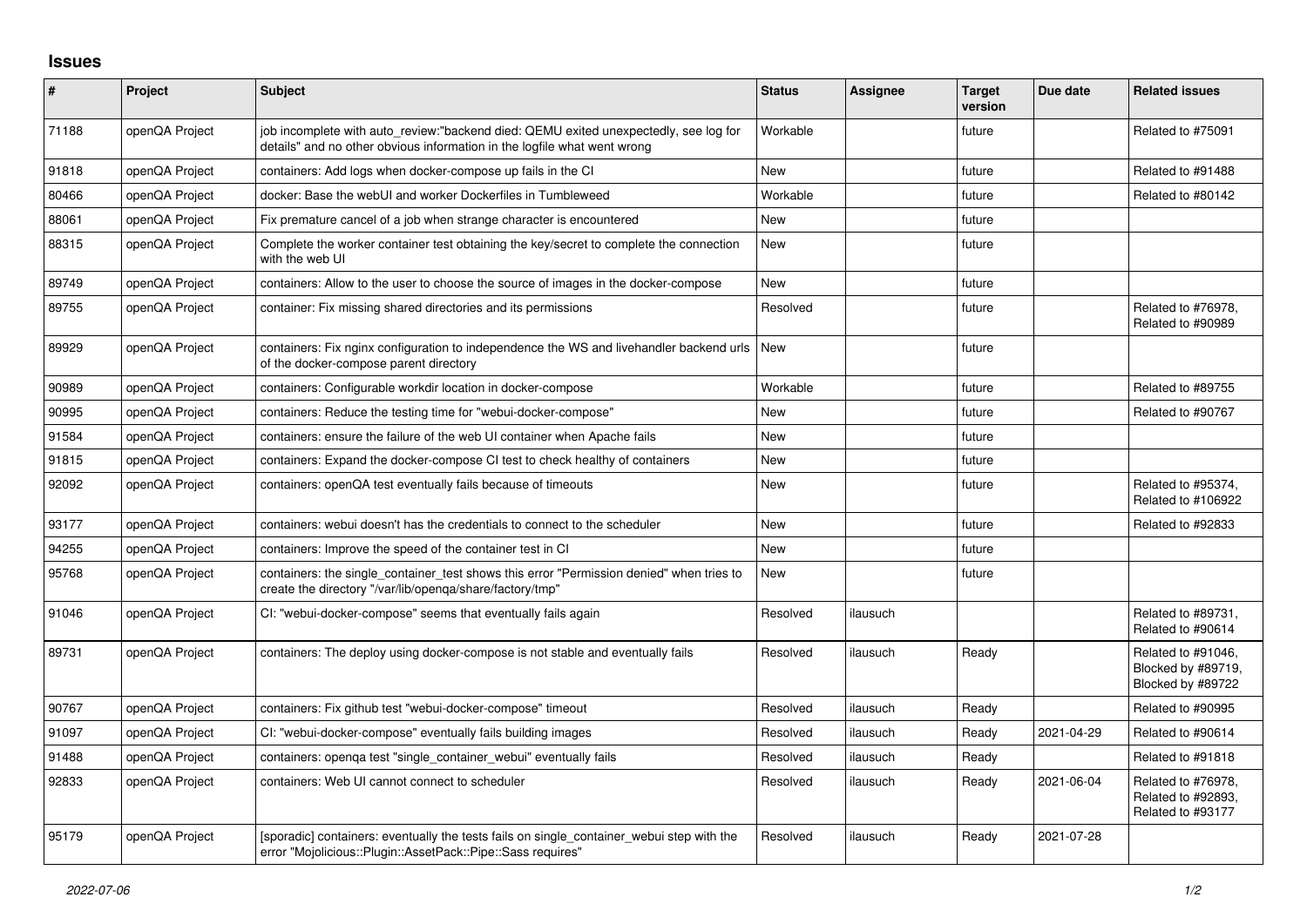# Issues

| # | Project | Subject | Status | Assignee | Target version | Due date | Related issues |
|---|---|---|---|---|---|---|---|
| 71188 | openQA Project | job incomplete with auto_review:"backend died: QEMU exited unexpectedly, see log for details" and no other obvious information in the logfile what went wrong | Workable | | future | | Related to #75091 |
| 91818 | openQA Project | containers: Add logs when docker-compose up fails in the CI | New | | future | | Related to #91488 |
| 80466 | openQA Project | docker: Base the webUI and worker Dockerfiles in Tumbleweed | Workable | | future | | Related to #80142 |
| 88061 | openQA Project | Fix premature cancel of a job when strange character is encountered | New | | future | | |
| 88315 | openQA Project | Complete the worker container test obtaining the key/secret to complete the connection with the web UI | New | | future | | |
| 89749 | openQA Project | containers: Allow to the user to choose the source of images in the docker-compose | New | | future | | |
| 89755 | openQA Project | container: Fix missing shared directories and its permissions | Resolved | | future | | Related to #76978, Related to #90989 |
| 89929 | openQA Project | containers: Fix nginx configuration to independence the WS and livehandler backend urls of the docker-compose parent directory | New | | future | | |
| 90989 | openQA Project | containers: Configurable workdir location in docker-compose | Workable | | future | | Related to #89755 |
| 90995 | openQA Project | containers: Reduce the testing time for "webui-docker-compose" | New | | future | | Related to #90767 |
| 91584 | openQA Project | containers: ensure the failure of the web UI container when Apache fails | New | | future | | |
| 91815 | openQA Project | containers: Expand the docker-compose CI test to check healthy of containers | New | | future | | |
| 92092 | openQA Project | containers: openQA test eventually fails because of timeouts | New | | future | | Related to #95374, Related to #106922 |
| 93177 | openQA Project | containers: webui doesn't has the credentials to connect to the scheduler | New | | future | | Related to #92833 |
| 94255 | openQA Project | containers: Improve the speed of the container test in CI | New | | future | | |
| 95768 | openQA Project | containers: the single_container_test shows this error "Permission denied" when tries to create the directory "/var/lib/openqa/share/factory/tmp" | New | | future | | |
| 91046 | openQA Project | CI: "webui-docker-compose" seems that eventually fails again | Resolved | ilausuch | | | Related to #89731, Related to #90614 |
| 89731 | openQA Project | containers: The deploy using docker-compose is not stable and eventually fails | Resolved | ilausuch | Ready | | Related to #91046, Blocked by #89719, Blocked by #89722 |
| 90767 | openQA Project | containers: Fix github test "webui-docker-compose" timeout | Resolved | ilausuch | Ready | | Related to #90995 |
| 91097 | openQA Project | CI: "webui-docker-compose" eventually fails building images | Resolved | ilausuch | Ready | 2021-04-29 | Related to #90614 |
| 91488 | openQA Project | containers: openqa test "single_container_webui" eventually fails | Resolved | ilausuch | Ready | | Related to #91818 |
| 92833 | openQA Project | containers: Web UI cannot connect to scheduler | Resolved | ilausuch | Ready | 2021-06-04 | Related to #76978, Related to #92893, Related to #93177 |
| 95179 | openQA Project | [sporadic] containers: eventually the tests fails on single_container_webui step with the error "Mojolicious::Plugin::AssetPack::Pipe::Sass requires" | Resolved | ilausuch | Ready | 2021-07-28 | |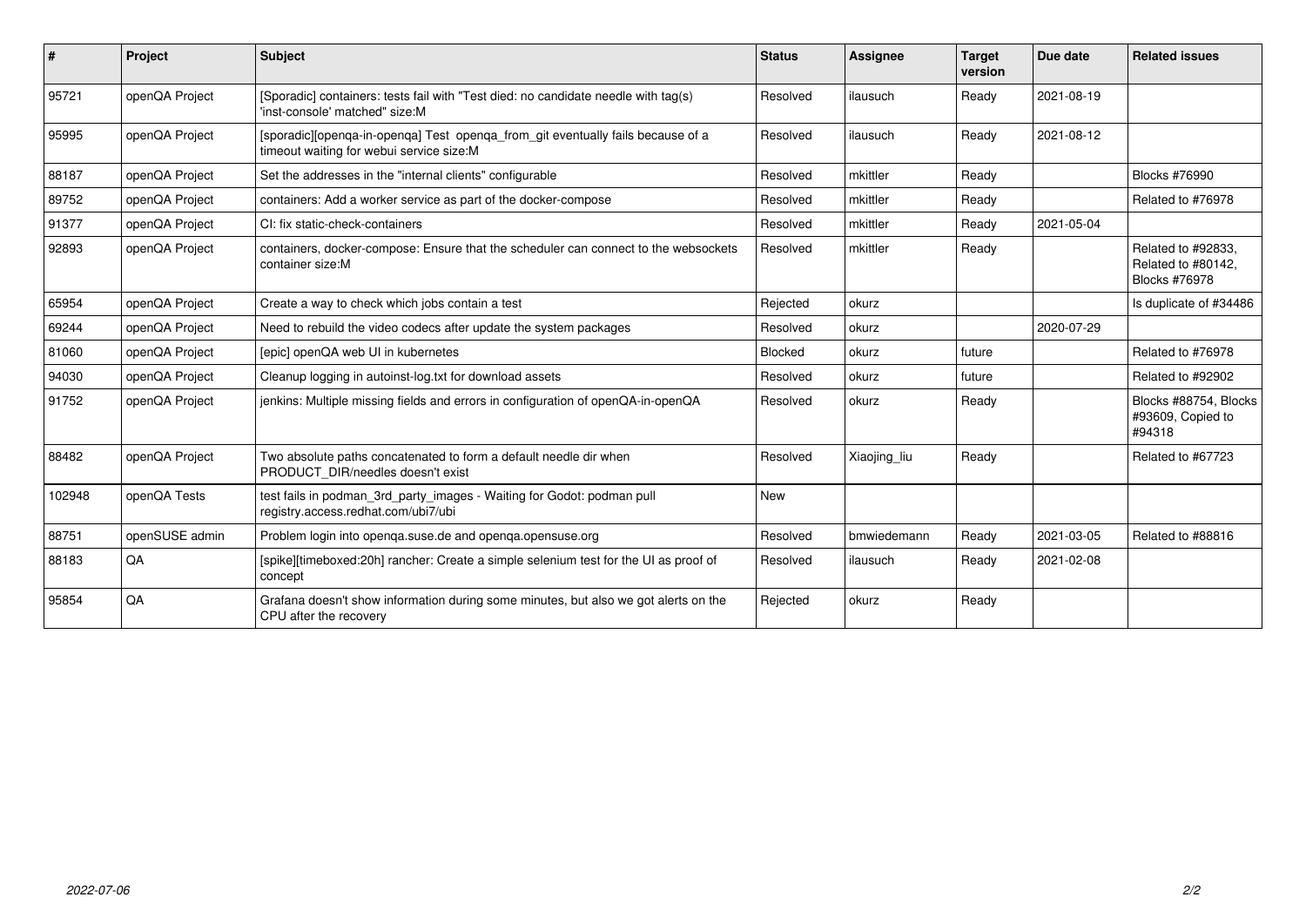| # | Project | Subject | Status | Assignee | Target version | Due date | Related issues |
|---|---|---|---|---|---|---|---|
| 95721 | openQA Project | [Sporadic] containers: tests fail with "Test died: no candidate needle with tag(s) 'inst-console' matched" size:M | Resolved | ilausuch | Ready | 2021-08-19 | |
| 95995 | openQA Project | [sporadic][openqa-in-openqa] Test openqa_from_git eventually fails because of a timeout waiting for webui service size:M | Resolved | ilausuch | Ready | 2021-08-12 | |
| 88187 | openQA Project | Set the addresses in the "internal clients" configurable | Resolved | mkittler | Ready | | Blocks #76990 |
| 89752 | openQA Project | containers: Add a worker service as part of the docker-compose | Resolved | mkittler | Ready | | Related to #76978 |
| 91377 | openQA Project | CI: fix static-check-containers | Resolved | mkittler | Ready | 2021-05-04 | |
| 92893 | openQA Project | containers, docker-compose: Ensure that the scheduler can connect to the websockets container size:M | Resolved | mkittler | Ready | | Related to #92833, Related to #80142, Blocks #76978 |
| 65954 | openQA Project | Create a way to check which jobs contain a test | Rejected | okurz | | | Is duplicate of #34486 |
| 69244 | openQA Project | Need to rebuild the video codecs after update the system packages | Resolved | okurz | | 2020-07-29 | |
| 81060 | openQA Project | [epic] openQA web UI in kubernetes | Blocked | okurz | future | | Related to #76978 |
| 94030 | openQA Project | Cleanup logging in autoinst-log.txt for download assets | Resolved | okurz | future | | Related to #92902 |
| 91752 | openQA Project | jenkins: Multiple missing fields and errors in configuration of openQA-in-openQA | Resolved | okurz | Ready | | Blocks #88754, Blocks #93609, Copied to #94318 |
| 88482 | openQA Project | Two absolute paths concatenated to form a default needle dir when PRODUCT_DIR/needles doesn't exist | Resolved | Xiaojing_liu | Ready | | Related to #67723 |
| 102948 | openQA Tests | test fails in podman_3rd_party_images - Waiting for Godot: podman pull registry.access.redhat.com/ubi7/ubi | New | | | | |
| 88751 | openSUSE admin | Problem login into openqa.suse.de and openqa.opensuse.org | Resolved | bmwiedemann | Ready | 2021-03-05 | Related to #88816 |
| 88183 | QA | [spike][timeboxed:20h] rancher: Create a simple selenium test for the UI as proof of concept | Resolved | ilausuch | Ready | 2021-02-08 | |
| 95854 | QA | Grafana doesn't show information during some minutes, but also we got alerts on the CPU after the recovery | Rejected | okurz | Ready | | |